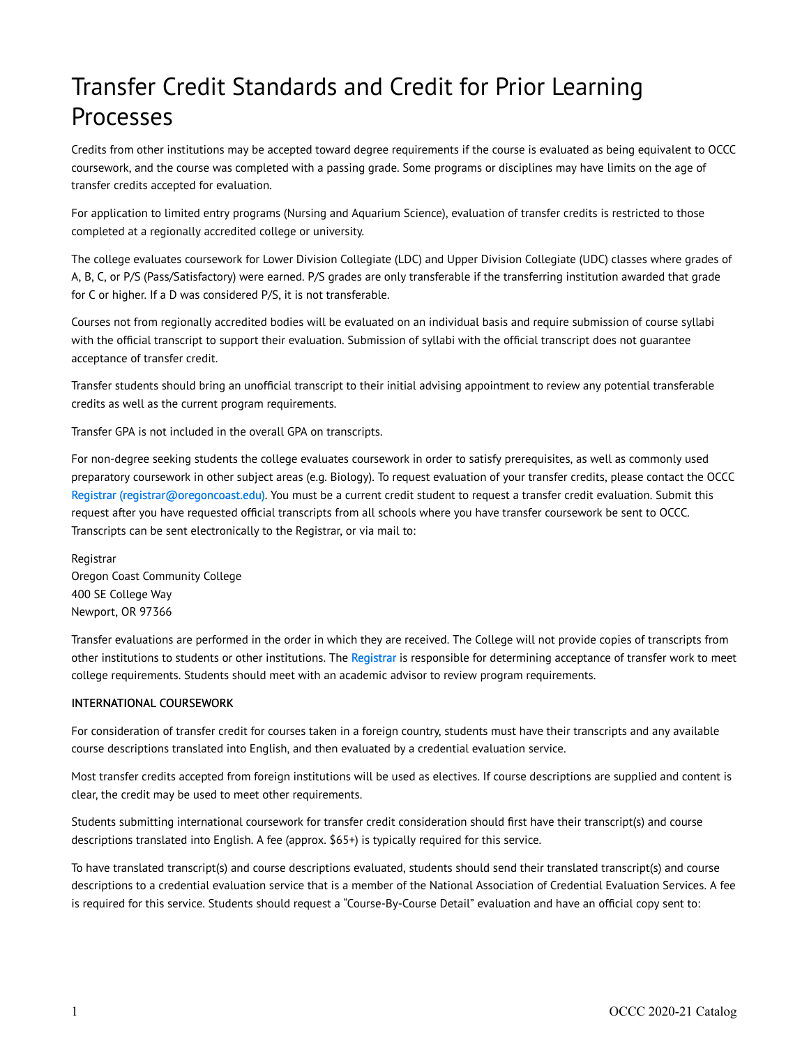# Transfer Credit Standards and Credit for Prior Learning Processes

Credits from other institutions may be accepted toward degree requirements if the course is evaluated as being equivalent to OCCC coursework, and the course was completed with a passing grade. Some programs or disciplines may have limits on the age of transfer credits accepted for evaluation.

For application to limited entry programs (Nursing and Aquarium Science), evaluation of transfer credits is restricted to those completed at a regionally accredited college or university.

The college evaluates coursework for Lower Division Collegiate (LDC) and Upper Division Collegiate (UDC) classes where grades of A, B, C, or P/S (Pass/Satisfactory) were earned. P/S grades are only transferable if the transferring institution awarded that grade for C or higher. If a D was considered P/S, it is not transferable.

Courses not from regionally accredited bodies will be evaluated on an individual basis and require submission of course syllabi with the official transcript to support their evaluation. Submission of syllabi with the official transcript does not guarantee acceptance of transfer credit.

Transfer students should bring an unofficial transcript to their initial advising appointment to review any potential transferable credits as well as the current program requirements.

Transfer GPA is not included in the overall GPA on transcripts.

For non-degree seeking students the college evaluates coursework in order to satisfy prerequisites, as well as commonly used preparatory coursework in other subject areas (e.g. Biology). To request evaluation of your transfer credits, please contact the OCCC Registrar (registrar@oregoncoast.edu). You must be a current credit student to request a transfer credit evaluation. Submit this request after you have requested official transcripts from all schools where you have transfer coursework be sent to OCCC. Transcripts can be sent electronically to the Registrar, or via mail to:

Registrar  
Oregon Coast Community College  
400 SE College Way  
Newport, OR 97366

Transfer evaluations are performed in the order in which they are received. The College will not provide copies of transcripts from other institutions to students or other institutions. The Registrar is responsible for determining acceptance of transfer work to meet college requirements. Students should meet with an academic advisor to review program requirements.

**INTERNATIONAL COURSEWORK**

For consideration of transfer credit for courses taken in a foreign country, students must have their transcripts and any available course descriptions translated into English, and then evaluated by a credential evaluation service.

Most transfer credits accepted from foreign institutions will be used as electives. If course descriptions are supplied and content is clear, the credit may be used to meet other requirements.

Students submitting international coursework for transfer credit consideration should first have their transcript(s) and course descriptions translated into English. A fee (approx. $65+) is typically required for this service.

To have translated transcript(s) and course descriptions evaluated, students should send their translated transcript(s) and course descriptions to a credential evaluation service that is a member of the National Association of Credential Evaluation Services. A fee is required for this service. Students should request a "Course-By-Course Detail" evaluation and have an official copy sent to: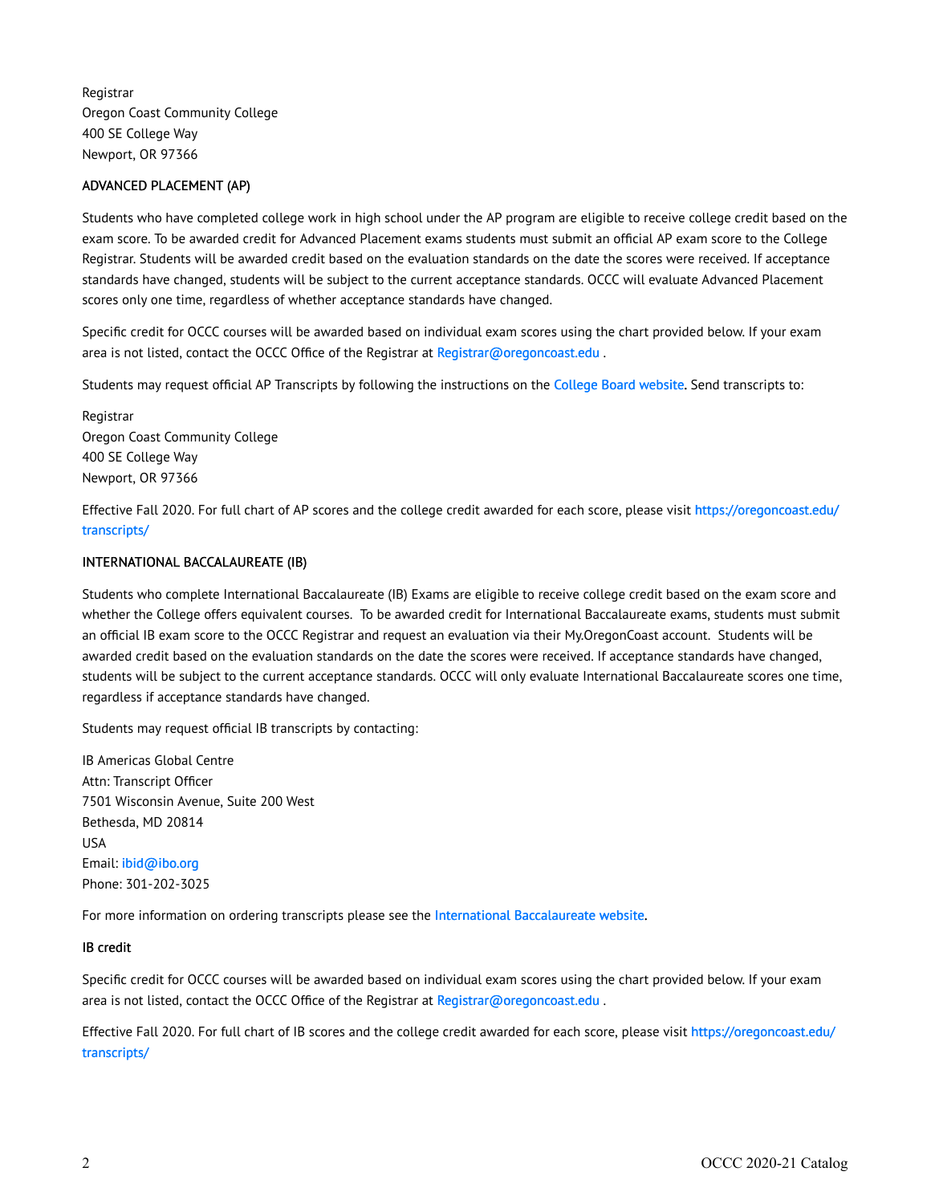Registrar
Oregon Coast Community College
400 SE College Way
Newport, OR 97366

**ADVANCED PLACEMENT (AP)**

Students who have completed college work in high school under the AP program are eligible to receive college credit based on the exam score. To be awarded credit for Advanced Placement exams students must submit an official AP exam score to the College Registrar. Students will be awarded credit based on the evaluation standards on the date the scores were received. If acceptance standards have changed, students will be subject to the current acceptance standards. OCCC will evaluate Advanced Placement scores only one time, regardless of whether acceptance standards have changed.

Specific credit for OCCC courses will be awarded based on individual exam scores using the chart provided below. If your exam area is not listed, contact the OCCC Office of the Registrar at Registrar@oregoncoast.edu .

Students may request official AP Transcripts by following the instructions on the College Board website. Send transcripts to:

Registrar
Oregon Coast Community College
400 SE College Way
Newport, OR 97366

Effective Fall 2020. For full chart of AP scores and the college credit awarded for each score, please visit https://oregoncoast.edu/transcripts/

**INTERNATIONAL BACCALAUREATE (IB)**

Students who complete International Baccalaureate (IB) Exams are eligible to receive college credit based on the exam score and whether the College offers equivalent courses. To be awarded credit for International Baccalaureate exams, students must submit an official IB exam score to the OCCC Registrar and request an evaluation via their My.OregonCoast account. Students will be awarded credit based on the evaluation standards on the date the scores were received. If acceptance standards have changed, students will be subject to the current acceptance standards. OCCC will only evaluate International Baccalaureate scores one time, regardless if acceptance standards have changed.

Students may request official IB transcripts by contacting:

IB Americas Global Centre
Attn: Transcript Officer
7501 Wisconsin Avenue, Suite 200 West
Bethesda, MD 20814
USA
Email: ibid@ibo.org
Phone: 301-202-3025

For more information on ordering transcripts please see the International Baccalaureate website.

**IB credit**

Specific credit for OCCC courses will be awarded based on individual exam scores using the chart provided below. If your exam area is not listed, contact the OCCC Office of the Registrar at Registrar@oregoncoast.edu .

Effective Fall 2020. For full chart of IB scores and the college credit awarded for each score, please visit https://oregoncoast.edu/transcripts/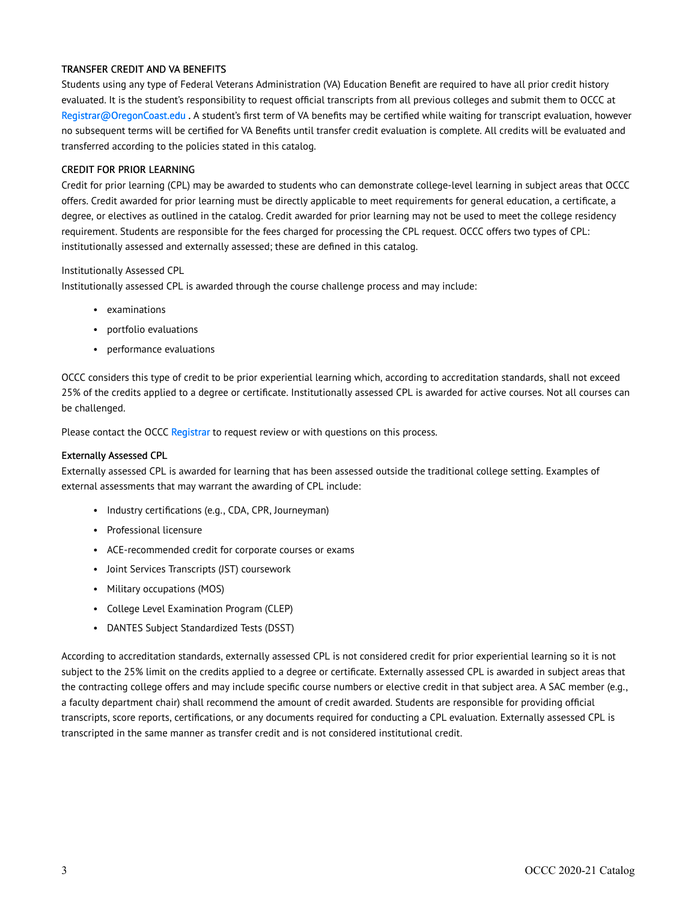## TRANSFER CREDIT AND VA BENEFITS

Students using any type of Federal Veterans Administration (VA) Education Benefit are required to have all prior credit history evaluated. It is the student's responsibility to request official transcripts from all previous colleges and submit them to OCCC at Registrar@OregonCoast.edu . A student's first term of VA benefits may be certified while waiting for transcript evaluation, however no subsequent terms will be certified for VA Benefits until transfer credit evaluation is complete. All credits will be evaluated and transferred according to the policies stated in this catalog.

## CREDIT FOR PRIOR LEARNING

Credit for prior learning (CPL) may be awarded to students who can demonstrate college-level learning in subject areas that OCCC offers. Credit awarded for prior learning must be directly applicable to meet requirements for general education, a certificate, a degree, or electives as outlined in the catalog. Credit awarded for prior learning may not be used to meet the college residency requirement. Students are responsible for the fees charged for processing the CPL request. OCCC offers two types of CPL: institutionally assessed and externally assessed; these are defined in this catalog.

### Institutionally Assessed CPL

Institutionally assessed CPL is awarded through the course challenge process and may include:

- examinations
- portfolio evaluations
- performance evaluations

OCCC considers this type of credit to be prior experiential learning which, according to accreditation standards, shall not exceed 25% of the credits applied to a degree or certificate. Institutionally assessed CPL is awarded for active courses. Not all courses can be challenged.

Please contact the OCCC Registrar to request review or with questions on this process.

### Externally Assessed CPL

Externally assessed CPL is awarded for learning that has been assessed outside the traditional college setting. Examples of external assessments that may warrant the awarding of CPL include:

- Industry certifications (e.g., CDA, CPR, Journeyman)
- Professional licensure
- ACE-recommended credit for corporate courses or exams
- Joint Services Transcripts (JST) coursework
- Military occupations (MOS)
- College Level Examination Program (CLEP)
- DANTES Subject Standardized Tests (DSST)

According to accreditation standards, externally assessed CPL is not considered credit for prior experiential learning so it is not subject to the 25% limit on the credits applied to a degree or certificate. Externally assessed CPL is awarded in subject areas that the contracting college offers and may include specific course numbers or elective credit in that subject area. A SAC member (e.g., a faculty department chair) shall recommend the amount of credit awarded. Students are responsible for providing official transcripts, score reports, certifications, or any documents required for conducting a CPL evaluation. Externally assessed CPL is transcripted in the same manner as transfer credit and is not considered institutional credit.